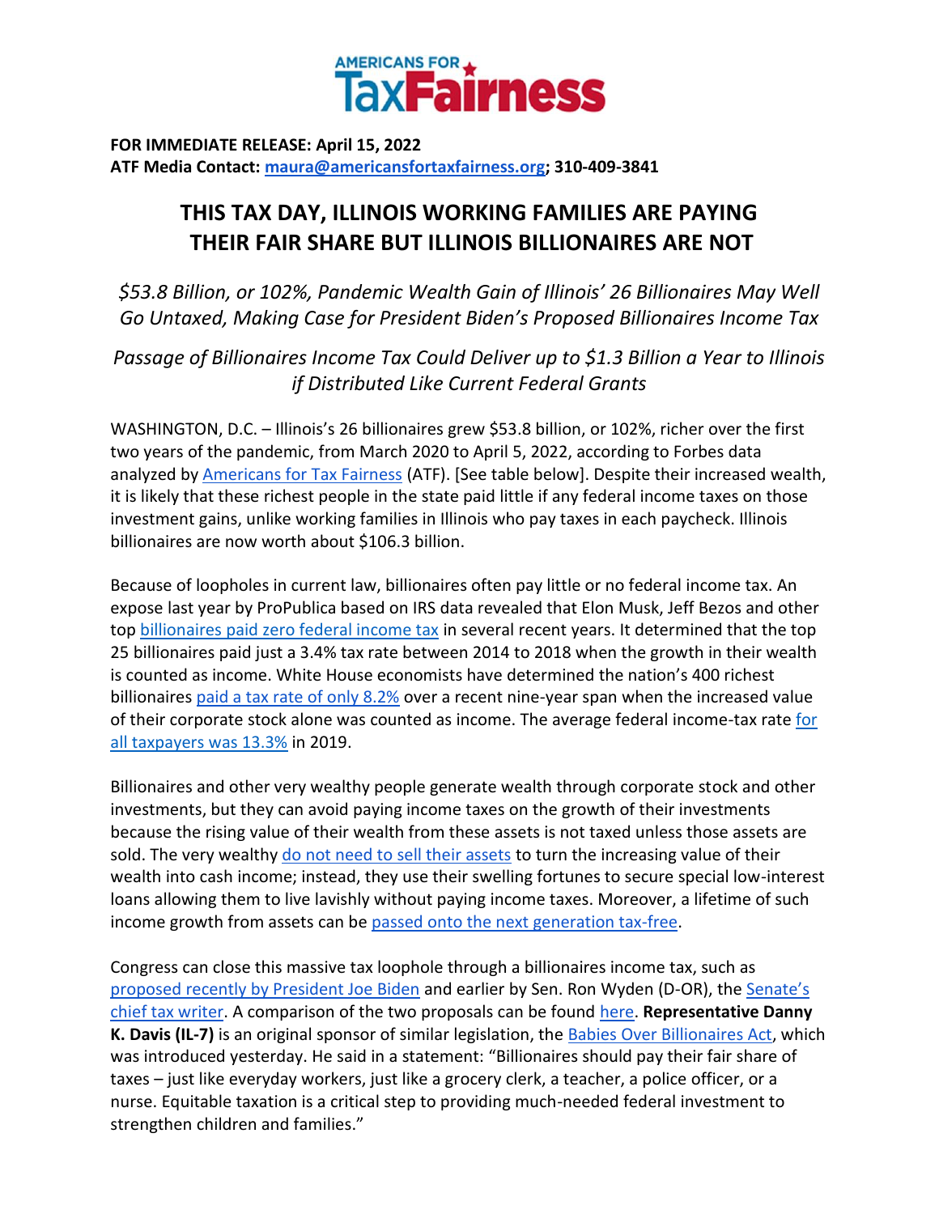**AMERICANS FOR TaxFairness**

**FOR IMMEDIATE RELEASE: April 15, 2022**
**ATF Media Contact: maura@americansfortaxfairness.org; 310-409-3841**

# THIS TAX DAY, ILLINOIS WORKING FAMILIES ARE PAYING THEIR FAIR SHARE BUT ILLINOIS BILLIONAIRES ARE NOT

*$53.8 Billion, or 102%, Pandemic Wealth Gain of Illinois' 26 Billionaires May Well Go Untaxed, Making Case for President Biden's Proposed Billionaires Income Tax*

*Passage of Billionaires Income Tax Could Deliver up to $1.3 Billion a Year to Illinois if Distributed Like Current Federal Grants*

WASHINGTON, D.C. – Illinois's 26 billionaires grew $53.8 billion, or 102%, richer over the first two years of the pandemic, from March 2020 to April 5, 2022, according to Forbes data analyzed by Americans for Tax Fairness (ATF). [See table below]. Despite their increased wealth, it is likely that these richest people in the state paid little if any federal income taxes on those investment gains, unlike working families in Illinois who pay taxes in each paycheck. Illinois billionaires are now worth about $106.3 billion.

Because of loopholes in current law, billionaires often pay little or no federal income tax. An expose last year by ProPublica based on IRS data revealed that Elon Musk, Jeff Bezos and other top billionaires paid zero federal income tax in several recent years. It determined that the top 25 billionaires paid just a 3.4% tax rate between 2014 to 2018 when the growth in their wealth is counted as income. White House economists have determined the nation's 400 richest billionaires paid a tax rate of only 8.2% over a recent nine-year span when the increased value of their corporate stock alone was counted as income. The average federal income-tax rate for all taxpayers was 13.3% in 2019.

Billionaires and other very wealthy people generate wealth through corporate stock and other investments, but they can avoid paying income taxes on the growth of their investments because the rising value of their wealth from these assets is not taxed unless those assets are sold. The very wealthy do not need to sell their assets to turn the increasing value of their wealth into cash income; instead, they use their swelling fortunes to secure special low-interest loans allowing them to live lavishly without paying income taxes. Moreover, a lifetime of such income growth from assets can be passed onto the next generation tax-free.

Congress can close this massive tax loophole through a billionaires income tax, such as proposed recently by President Joe Biden and earlier by Sen. Ron Wyden (D-OR), the Senate's chief tax writer. A comparison of the two proposals can be found here. **Representative Danny K. Davis (IL-7)** is an original sponsor of similar legislation, the Babies Over Billionaires Act, which was introduced yesterday. He said in a statement: "Billionaires should pay their fair share of taxes – just like everyday workers, just like a grocery clerk, a teacher, a police officer, or a nurse. Equitable taxation is a critical step to providing much-needed federal investment to strengthen children and families."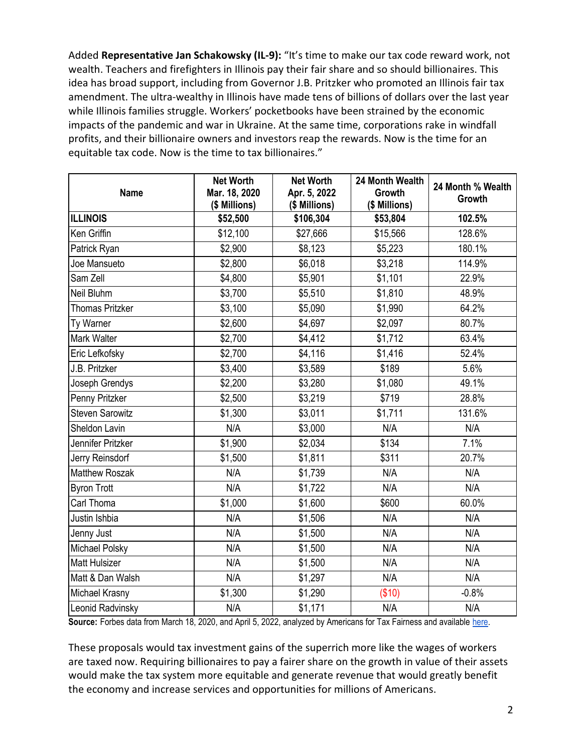Added **Representative Jan Schakowsky (IL-9):** "It's time to make our tax code reward work, not wealth. Teachers and firefighters in Illinois pay their fair share and so should billionaires. This idea has broad support, including from Governor J.B. Pritzker who promoted an Illinois fair tax amendment. The ultra-wealthy in Illinois have made tens of billions of dollars over the last year while Illinois families struggle. Workers' pocketbooks have been strained by the economic impacts of the pandemic and war in Ukraine. At the same time, corporations rake in windfall profits, and their billionaire owners and investors reap the rewards. Now is the time for an equitable tax code. Now is the time to tax billionaires."

| Name | Net Worth Mar. 18, 2020 ($ Millions) | Net Worth Apr. 5, 2022 ($ Millions) | 24 Month Wealth Growth ($ Millions) | 24 Month % Wealth Growth |
|---|---|---|---|---|
| **ILLINOIS** | **$52,500** | **$106,304** | **$53,804** | **102.5%** |
| Ken Griffin | $12,100 | $27,666 | $15,566 | 128.6% |
| Patrick Ryan | $2,900 | $8,123 | $5,223 | 180.1% |
| Joe Mansueto | $2,800 | $6,018 | $3,218 | 114.9% |
| Sam Zell | $4,800 | $5,901 | $1,101 | 22.9% |
| Neil Bluhm | $3,700 | $5,510 | $1,810 | 48.9% |
| Thomas Pritzker | $3,100 | $5,090 | $1,990 | 64.2% |
| Ty Warner | $2,600 | $4,697 | $2,097 | 80.7% |
| Mark Walter | $2,700 | $4,412 | $1,712 | 63.4% |
| Eric Lefkofsky | $2,700 | $4,116 | $1,416 | 52.4% |
| J.B. Pritzker | $3,400 | $3,589 | $189 | 5.6% |
| Joseph Grendys | $2,200 | $3,280 | $1,080 | 49.1% |
| Penny Pritzker | $2,500 | $3,219 | $719 | 28.8% |
| Steven Sarowitz | $1,300 | $3,011 | $1,711 | 131.6% |
| Sheldon Lavin | N/A | $3,000 | N/A | N/A |
| Jennifer Pritzker | $1,900 | $2,034 | $134 | 7.1% |
| Jerry Reinsdorf | $1,500 | $1,811 | $311 | 20.7% |
| Matthew Roszak | N/A | $1,739 | N/A | N/A |
| Byron Trott | N/A | $1,722 | N/A | N/A |
| Carl Thoma | $1,000 | $1,600 | $600 | 60.0% |
| Justin Ishbia | N/A | $1,506 | N/A | N/A |
| Jenny Just | N/A | $1,500 | N/A | N/A |
| Michael Polsky | N/A | $1,500 | N/A | N/A |
| Matt Hulsizer | N/A | $1,500 | N/A | N/A |
| Matt & Dan Walsh | N/A | $1,297 | N/A | N/A |
| Michael Krasny | $1,300 | $1,290 | ($10) | -0.8% |
| Leonid Radvinsky | N/A | $1,171 | N/A | N/A |

**Source:** Forbes data from March 18, 2020, and April 5, 2022, analyzed by Americans for Tax Fairness and available here.

These proposals would tax investment gains of the superrich more like the wages of workers are taxed now. Requiring billionaires to pay a fairer share on the growth in value of their assets would make the tax system more equitable and generate revenue that would greatly benefit the economy and increase services and opportunities for millions of Americans.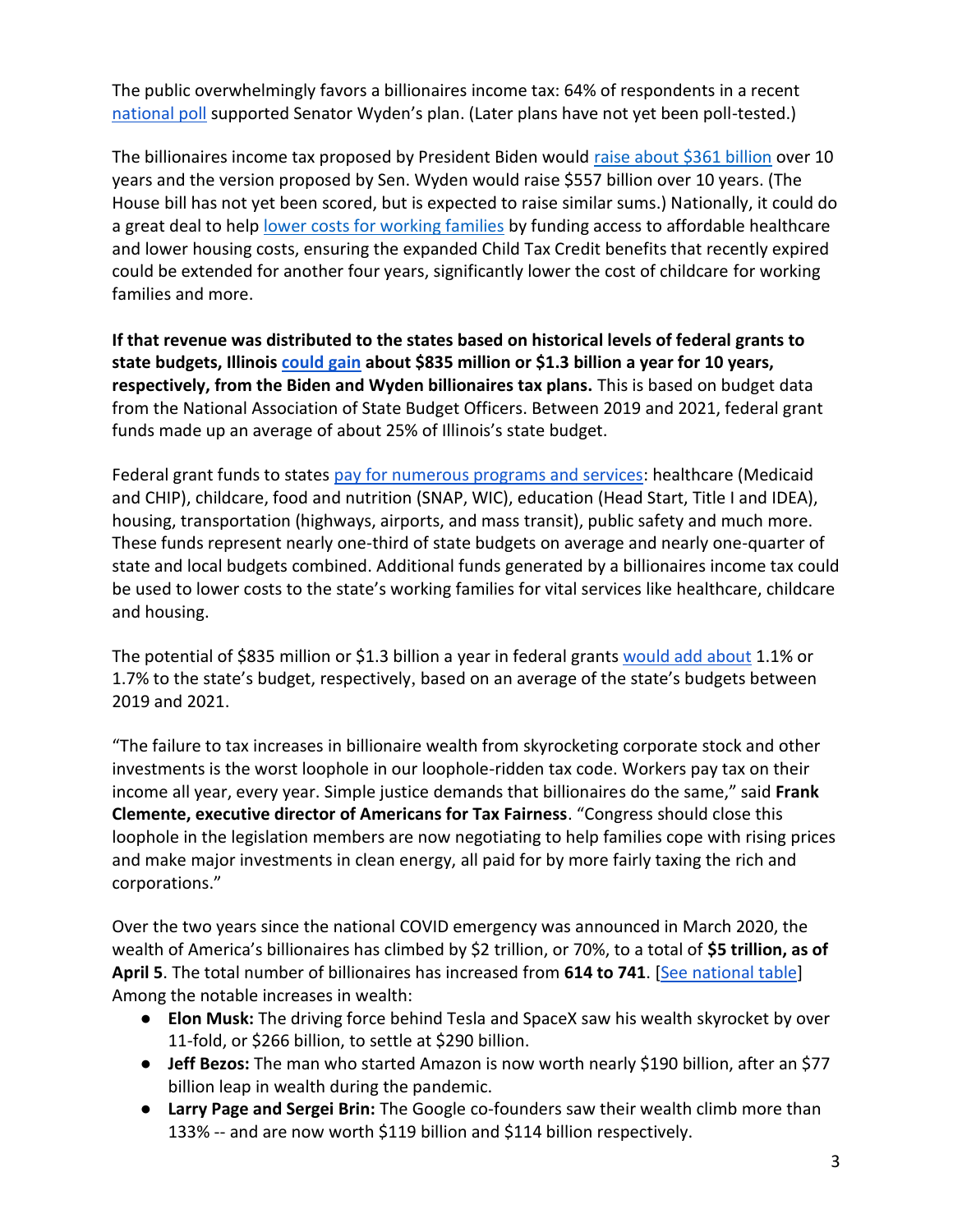The public overwhelmingly favors a billionaires income tax: 64% of respondents in a recent national poll supported Senator Wyden's plan. (Later plans have not yet been poll-tested.)

The billionaires income tax proposed by President Biden would raise about $361 billion over 10 years and the version proposed by Sen. Wyden would raise $557 billion over 10 years. (The House bill has not yet been scored, but is expected to raise similar sums.) Nationally, it could do a great deal to help lower costs for working families by funding access to affordable healthcare and lower housing costs, ensuring the expanded Child Tax Credit benefits that recently expired could be extended for another four years, significantly lower the cost of childcare for working families and more.

**If that revenue was distributed to the states based on historical levels of federal grants to state budgets, Illinois could gain about $835 million or $1.3 billion a year for 10 years, respectively, from the Biden and Wyden billionaires tax plans.** This is based on budget data from the National Association of State Budget Officers. Between 2019 and 2021, federal grant funds made up an average of about 25% of Illinois's state budget.

Federal grant funds to states pay for numerous programs and services: healthcare (Medicaid and CHIP), childcare, food and nutrition (SNAP, WIC), education (Head Start, Title I and IDEA), housing, transportation (highways, airports, and mass transit), public safety and much more. These funds represent nearly one-third of state budgets on average and nearly one-quarter of state and local budgets combined. Additional funds generated by a billionaires income tax could be used to lower costs to the state's working families for vital services like healthcare, childcare and housing.

The potential of $835 million or $1.3 billion a year in federal grants would add about 1.1% or 1.7% to the state's budget, respectively, based on an average of the state's budgets between 2019 and 2021.

"The failure to tax increases in billionaire wealth from skyrocketing corporate stock and other investments is the worst loophole in our loophole-ridden tax code. Workers pay tax on their income all year, every year. Simple justice demands that billionaires do the same," said **Frank Clemente, executive director of Americans for Tax Fairness**. "Congress should close this loophole in the legislation members are now negotiating to help families cope with rising prices and make major investments in clean energy, all paid for by more fairly taxing the rich and corporations."

Over the two years since the national COVID emergency was announced in March 2020, the wealth of America's billionaires has climbed by $2 trillion, or 70%, to a total of **$5 trillion, as of April 5**. The total number of billionaires has increased from **614 to 741**. [See national table] Among the notable increases in wealth:

- **Elon Musk:** The driving force behind Tesla and SpaceX saw his wealth skyrocket by over 11-fold, or $266 billion, to settle at $290 billion.
- **Jeff Bezos:** The man who started Amazon is now worth nearly $190 billion, after an $77 billion leap in wealth during the pandemic.
- **Larry Page and Sergei Brin:** The Google co-founders saw their wealth climb more than 133% -- and are now worth $119 billion and $114 billion respectively.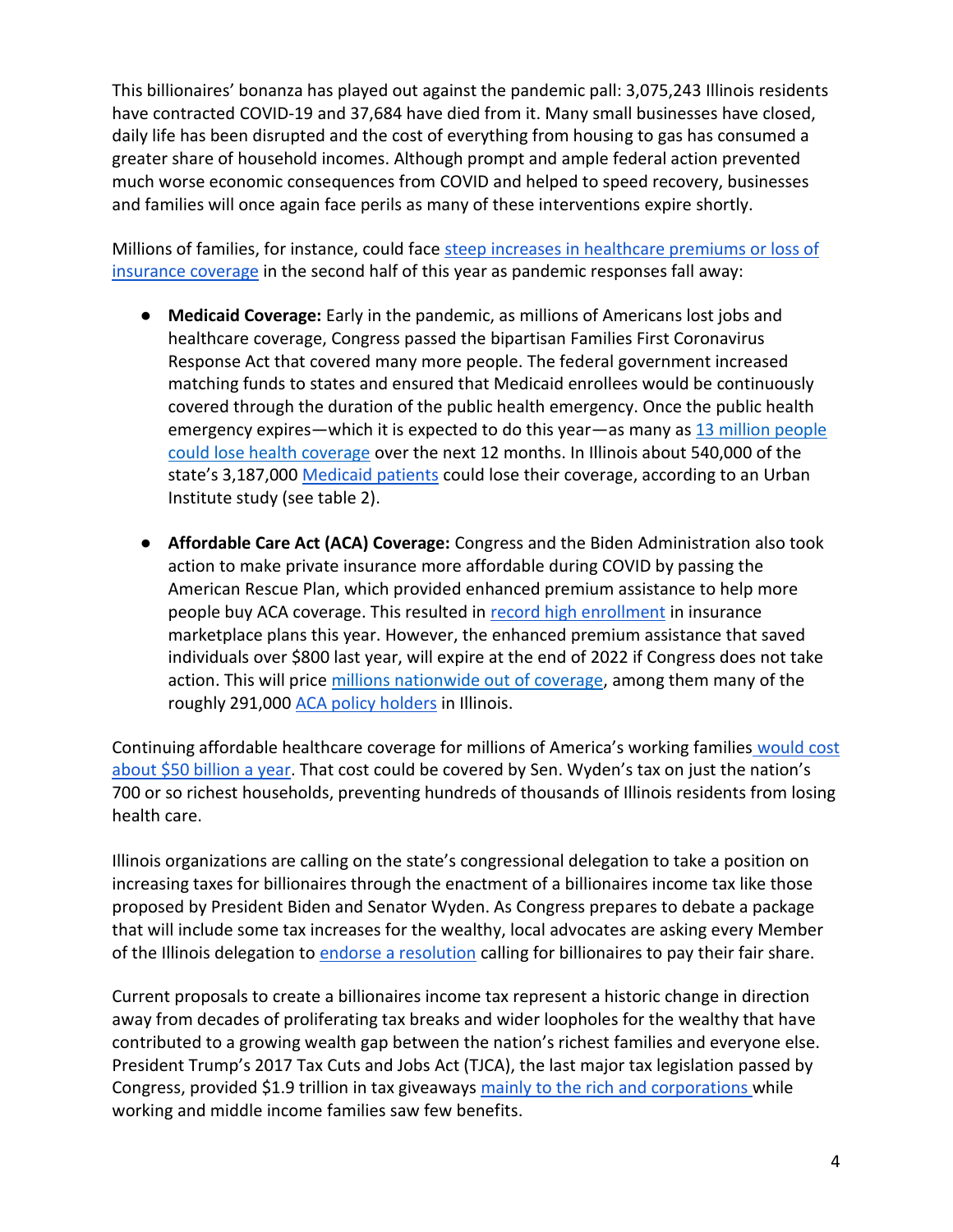This billionaires' bonanza has played out against the pandemic pall: 3,075,243 Illinois residents have contracted COVID-19 and 37,684 have died from it. Many small businesses have closed, daily life has been disrupted and the cost of everything from housing to gas has consumed a greater share of household incomes. Although prompt and ample federal action prevented much worse economic consequences from COVID and helped to speed recovery, businesses and families will once again face perils as many of these interventions expire shortly.

Millions of families, for instance, could face steep increases in healthcare premiums or loss of insurance coverage in the second half of this year as pandemic responses fall away:

- **Medicaid Coverage:** Early in the pandemic, as millions of Americans lost jobs and healthcare coverage, Congress passed the bipartisan Families First Coronavirus Response Act that covered many more people. The federal government increased matching funds to states and ensured that Medicaid enrollees would be continuously covered through the duration of the public health emergency. Once the public health emergency expires—which it is expected to do this year—as many as 13 million people could lose health coverage over the next 12 months. In Illinois about 540,000 of the state's 3,187,000 Medicaid patients could lose their coverage, according to an Urban Institute study (see table 2).

- **Affordable Care Act (ACA) Coverage:** Congress and the Biden Administration also took action to make private insurance more affordable during COVID by passing the American Rescue Plan, which provided enhanced premium assistance to help more people buy ACA coverage. This resulted in record high enrollment in insurance marketplace plans this year. However, the enhanced premium assistance that saved individuals over $800 last year, will expire at the end of 2022 if Congress does not take action. This will price millions nationwide out of coverage, among them many of the roughly 291,000 ACA policy holders in Illinois.

Continuing affordable healthcare coverage for millions of America's working families would cost about $50 billion a year. That cost could be covered by Sen. Wyden's tax on just the nation's 700 or so richest households, preventing hundreds of thousands of Illinois residents from losing health care.

Illinois organizations are calling on the state's congressional delegation to take a position on increasing taxes for billionaires through the enactment of a billionaires income tax like those proposed by President Biden and Senator Wyden. As Congress prepares to debate a package that will include some tax increases for the wealthy, local advocates are asking every Member of the Illinois delegation to endorse a resolution calling for billionaires to pay their fair share.

Current proposals to create a billionaires income tax represent a historic change in direction away from decades of proliferating tax breaks and wider loopholes for the wealthy that have contributed to a growing wealth gap between the nation's richest families and everyone else. President Trump's 2017 Tax Cuts and Jobs Act (TJCA), the last major tax legislation passed by Congress, provided $1.9 trillion in tax giveaways mainly to the rich and corporations while working and middle income families saw few benefits.